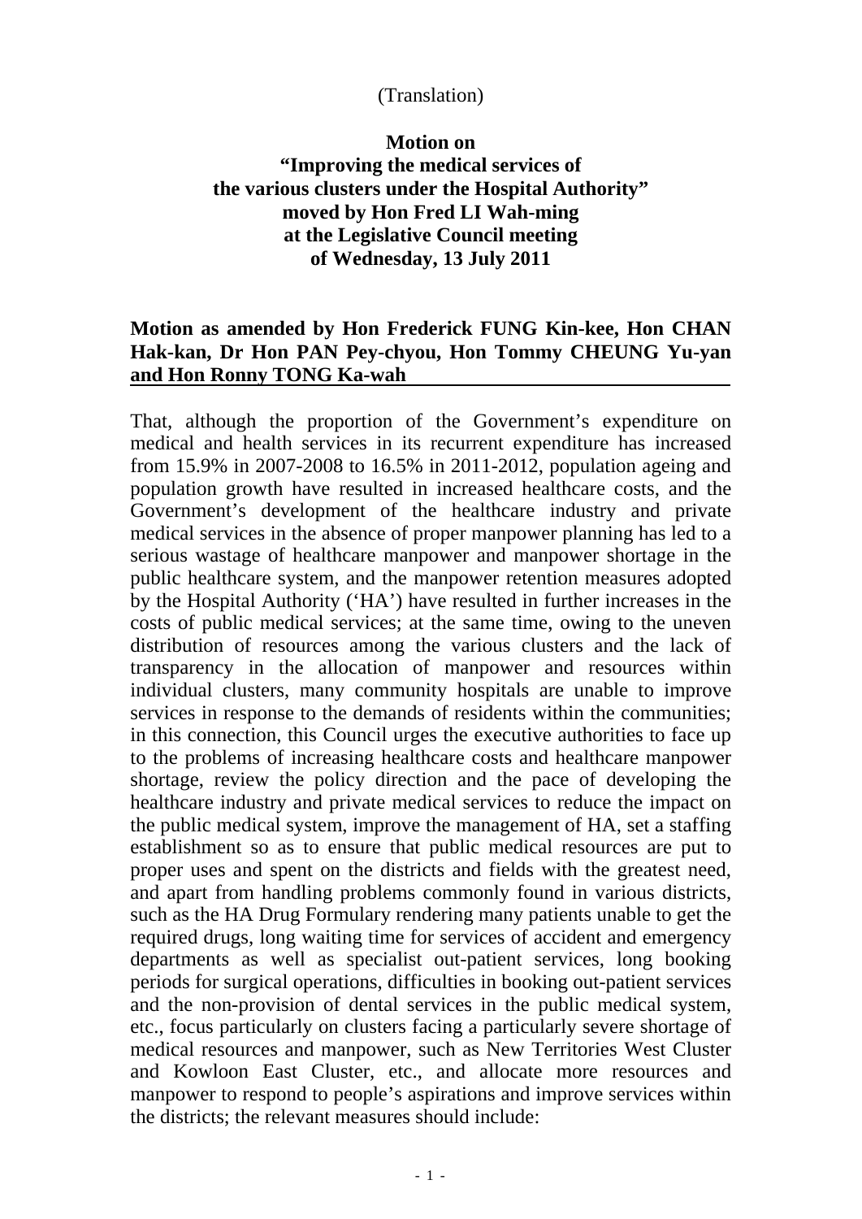(Translation)

**Motion on**
**"Improving the medical services of the various clusters under the Hospital Authority"**
**moved by Hon Fred LI Wah-ming**
**at the Legislative Council meeting**
**of Wednesday, 13 July 2011**

**Motion as amended by Hon Frederick FUNG Kin-kee, Hon CHAN Hak-kan, Dr Hon PAN Pey-chyou, Hon Tommy CHEUNG Yu-yan and Hon Ronny TONG Ka-wah**

That, although the proportion of the Government's expenditure on medical and health services in its recurrent expenditure has increased from 15.9% in 2007-2008 to 16.5% in 2011-2012, population ageing and population growth have resulted in increased healthcare costs, and the Government's development of the healthcare industry and private medical services in the absence of proper manpower planning has led to a serious wastage of healthcare manpower and manpower shortage in the public healthcare system, and the manpower retention measures adopted by the Hospital Authority ('HA') have resulted in further increases in the costs of public medical services; at the same time, owing to the uneven distribution of resources among the various clusters and the lack of transparency in the allocation of manpower and resources within individual clusters, many community hospitals are unable to improve services in response to the demands of residents within the communities; in this connection, this Council urges the executive authorities to face up to the problems of increasing healthcare costs and healthcare manpower shortage, review the policy direction and the pace of developing the healthcare industry and private medical services to reduce the impact on the public medical system, improve the management of HA, set a staffing establishment so as to ensure that public medical resources are put to proper uses and spent on the districts and fields with the greatest need, and apart from handling problems commonly found in various districts, such as the HA Drug Formulary rendering many patients unable to get the required drugs, long waiting time for services of accident and emergency departments as well as specialist out-patient services, long booking periods for surgical operations, difficulties in booking out-patient services and the non-provision of dental services in the public medical system, etc., focus particularly on clusters facing a particularly severe shortage of medical resources and manpower, such as New Territories West Cluster and Kowloon East Cluster, etc., and allocate more resources and manpower to respond to people's aspirations and improve services within the districts; the relevant measures should include: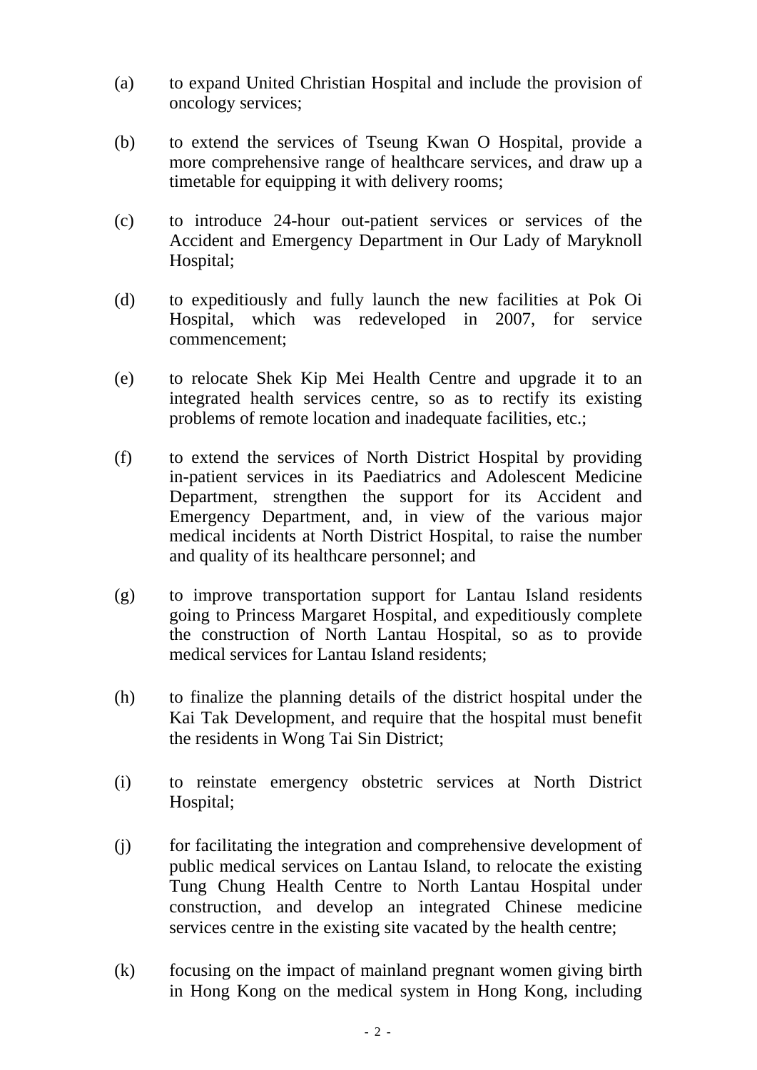(a) to expand United Christian Hospital and include the provision of oncology services;

(b) to extend the services of Tseung Kwan O Hospital, provide a more comprehensive range of healthcare services, and draw up a timetable for equipping it with delivery rooms;

(c) to introduce 24-hour out-patient services or services of the Accident and Emergency Department in Our Lady of Maryknoll Hospital;

(d) to expeditiously and fully launch the new facilities at Pok Oi Hospital, which was redeveloped in 2007, for service commencement;

(e) to relocate Shek Kip Mei Health Centre and upgrade it to an integrated health services centre, so as to rectify its existing problems of remote location and inadequate facilities, etc.;

(f) to extend the services of North District Hospital by providing in-patient services in its Paediatrics and Adolescent Medicine Department, strengthen the support for its Accident and Emergency Department, and, in view of the various major medical incidents at North District Hospital, to raise the number and quality of its healthcare personnel; and

(g) to improve transportation support for Lantau Island residents going to Princess Margaret Hospital, and expeditiously complete the construction of North Lantau Hospital, so as to provide medical services for Lantau Island residents;

(h) to finalize the planning details of the district hospital under the Kai Tak Development, and require that the hospital must benefit the residents in Wong Tai Sin District;

(i) to reinstate emergency obstetric services at North District Hospital;

(j) for facilitating the integration and comprehensive development of public medical services on Lantau Island, to relocate the existing Tung Chung Health Centre to North Lantau Hospital under construction, and develop an integrated Chinese medicine services centre in the existing site vacated by the health centre;

(k) focusing on the impact of mainland pregnant women giving birth in Hong Kong on the medical system in Hong Kong, including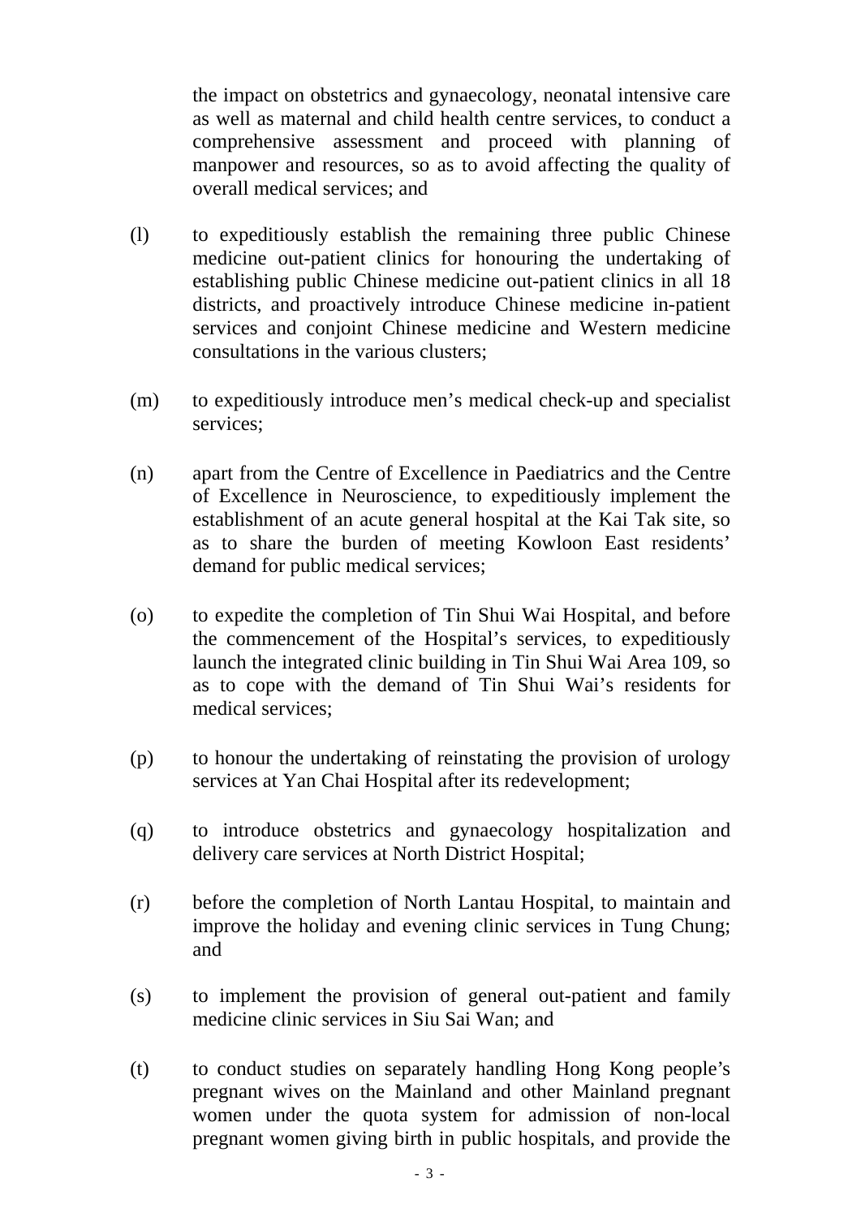the impact on obstetrics and gynaecology, neonatal intensive care as well as maternal and child health centre services, to conduct a comprehensive assessment and proceed with planning of manpower and resources, so as to avoid affecting the quality of overall medical services; and

(l) to expeditiously establish the remaining three public Chinese medicine out-patient clinics for honouring the undertaking of establishing public Chinese medicine out-patient clinics in all 18 districts, and proactively introduce Chinese medicine in-patient services and conjoint Chinese medicine and Western medicine consultations in the various clusters;

(m) to expeditiously introduce men's medical check-up and specialist services;

(n) apart from the Centre of Excellence in Paediatrics and the Centre of Excellence in Neuroscience, to expeditiously implement the establishment of an acute general hospital at the Kai Tak site, so as to share the burden of meeting Kowloon East residents' demand for public medical services;

(o) to expedite the completion of Tin Shui Wai Hospital, and before the commencement of the Hospital's services, to expeditiously launch the integrated clinic building in Tin Shui Wai Area 109, so as to cope with the demand of Tin Shui Wai's residents for medical services;

(p) to honour the undertaking of reinstating the provision of urology services at Yan Chai Hospital after its redevelopment;

(q) to introduce obstetrics and gynaecology hospitalization and delivery care services at North District Hospital;

(r) before the completion of North Lantau Hospital, to maintain and improve the holiday and evening clinic services in Tung Chung; and

(s) to implement the provision of general out-patient and family medicine clinic services in Siu Sai Wan; and

(t) to conduct studies on separately handling Hong Kong people's pregnant wives on the Mainland and other Mainland pregnant women under the quota system for admission of non-local pregnant women giving birth in public hospitals, and provide the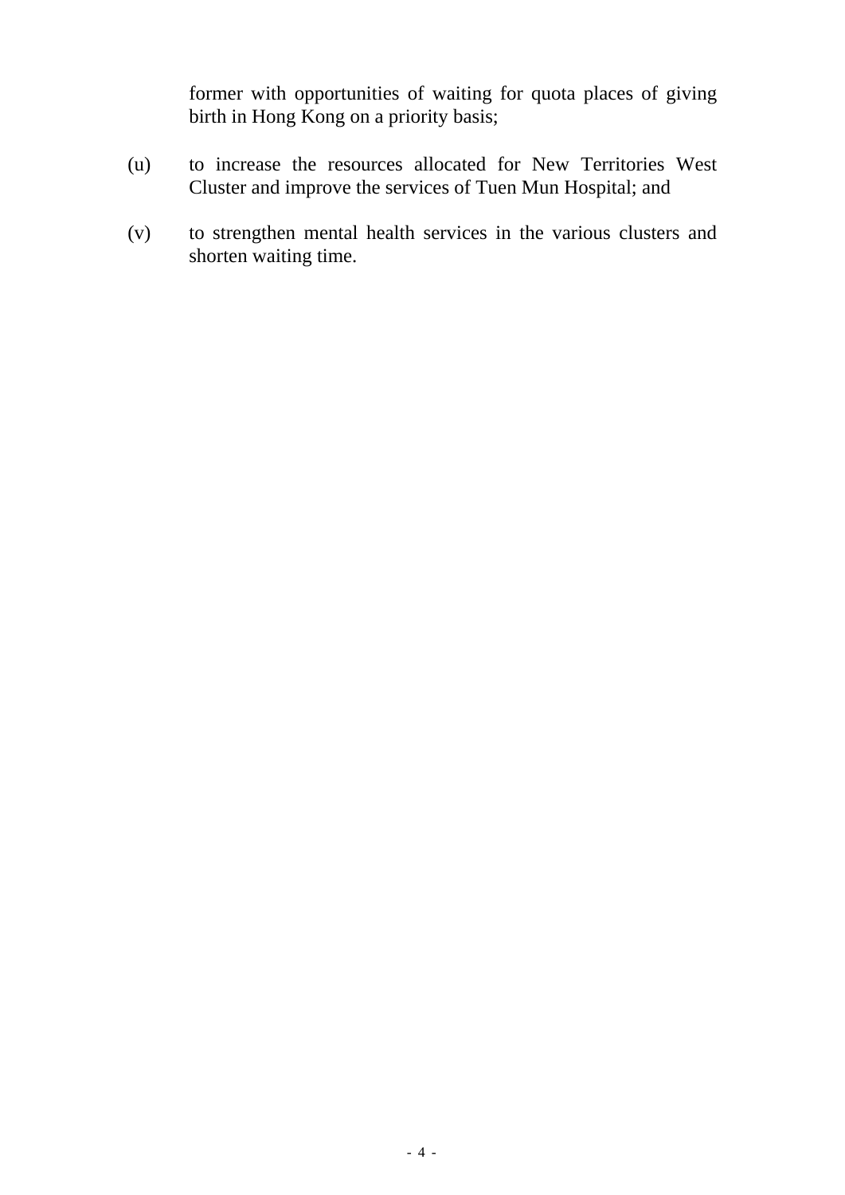former with opportunities of waiting for quota places of giving birth in Hong Kong on a priority basis;

(u) to increase the resources allocated for New Territories West Cluster and improve the services of Tuen Mun Hospital; and

(v) to strengthen mental health services in the various clusters and shorten waiting time.